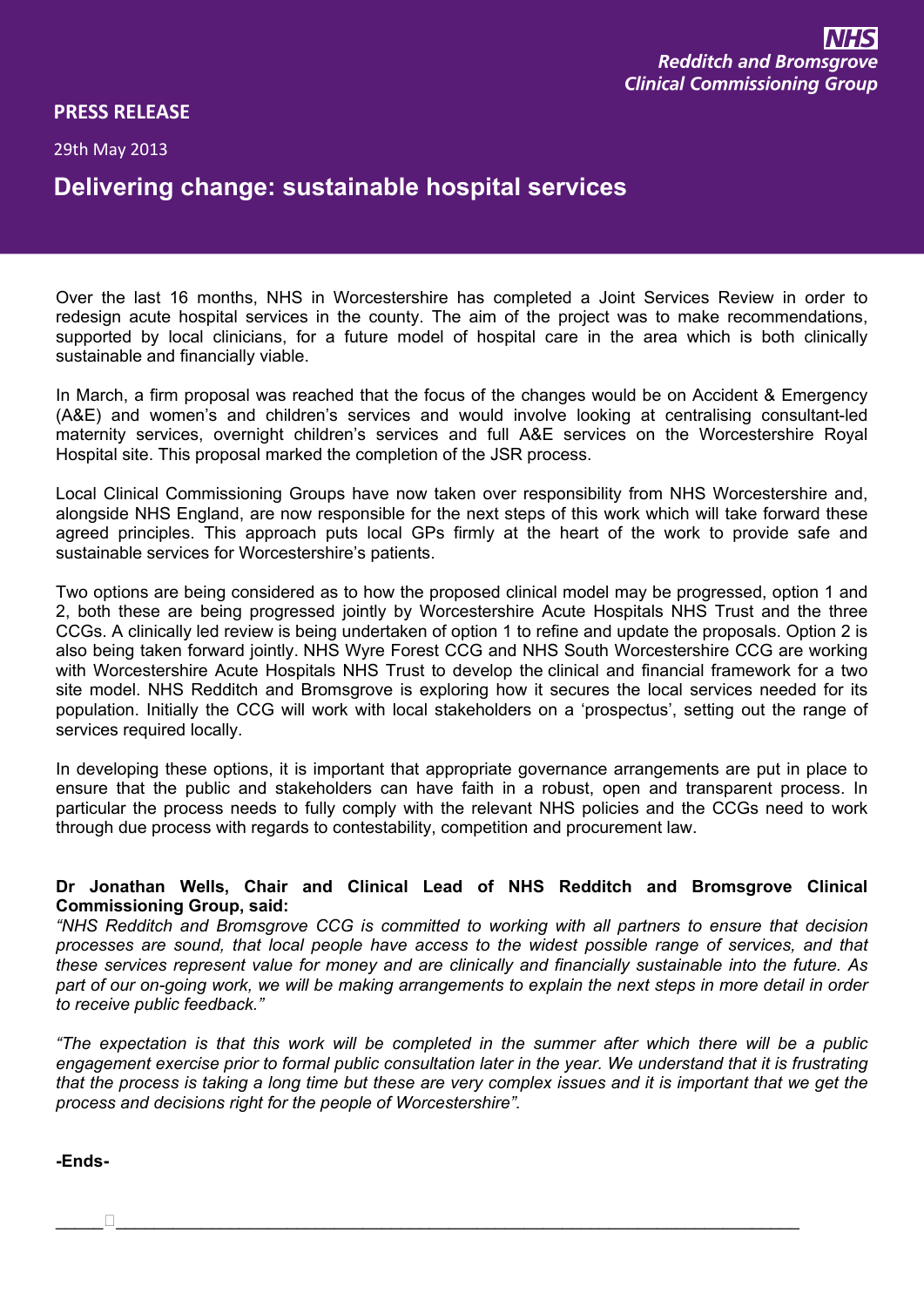NHS
Redditch and Bromsgrove
Clinical Commissioning Group

**PRESS RELEASE**

29th May 2013

# Delivering change: sustainable hospital services

Over the last 16 months, NHS in Worcestershire has completed a Joint Services Review in order to redesign acute hospital services in the county. The aim of the project was to make recommendations, supported by local clinicians, for a future model of hospital care in the area which is both clinically sustainable and financially viable.

In March, a firm proposal was reached that the focus of the changes would be on Accident & Emergency (A&E) and women's and children's services and would involve looking at centralising consultant-led maternity services, overnight children's services and full A&E services on the Worcestershire Royal Hospital site. This proposal marked the completion of the JSR process.

Local Clinical Commissioning Groups have now taken over responsibility from NHS Worcestershire and, alongside NHS England, are now responsible for the next steps of this work which will take forward these agreed principles. This approach puts local GPs firmly at the heart of the work to provide safe and sustainable services for Worcestershire's patients.

Two options are being considered as to how the proposed clinical model may be progressed, option 1 and 2, both these are being progressed jointly by Worcestershire Acute Hospitals NHS Trust and the three CCGs. A clinically led review is being undertaken of option 1 to refine and update the proposals. Option 2 is also being taken forward jointly. NHS Wyre Forest CCG and NHS South Worcestershire CCG are working with Worcestershire Acute Hospitals NHS Trust to develop the clinical and financial framework for a two site model. NHS Redditch and Bromsgrove is exploring how it secures the local services needed for its population. Initially the CCG will work with local stakeholders on a 'prospectus', setting out the range of services required locally.

In developing these options, it is important that appropriate governance arrangements are put in place to ensure that the public and stakeholders can have faith in a robust, open and transparent process. In particular the process needs to fully comply with the relevant NHS policies and the CCGs need to work through due process with regards to contestability, competition and procurement law.

**Dr Jonathan Wells, Chair and Clinical Lead of NHS Redditch and Bromsgrove Clinical Commissioning Group, said:**

*"NHS Redditch and Bromsgrove CCG is committed to working with all partners to ensure that decision processes are sound, that local people have access to the widest possible range of services, and that these services represent value for money and are clinically and financially sustainable into the future. As part of our on-going work, we will be making arrangements to explain the next steps in more detail in order to receive public feedback."*

*"The expectation is that this work will be completed in the summer after which there will be a public engagement exercise prior to formal public consultation later in the year. We understand that it is frustrating that the process is taking a long time but these are very complex issues and it is important that we get the process and decisions right for the people of Worcestershire".*

**-Ends-**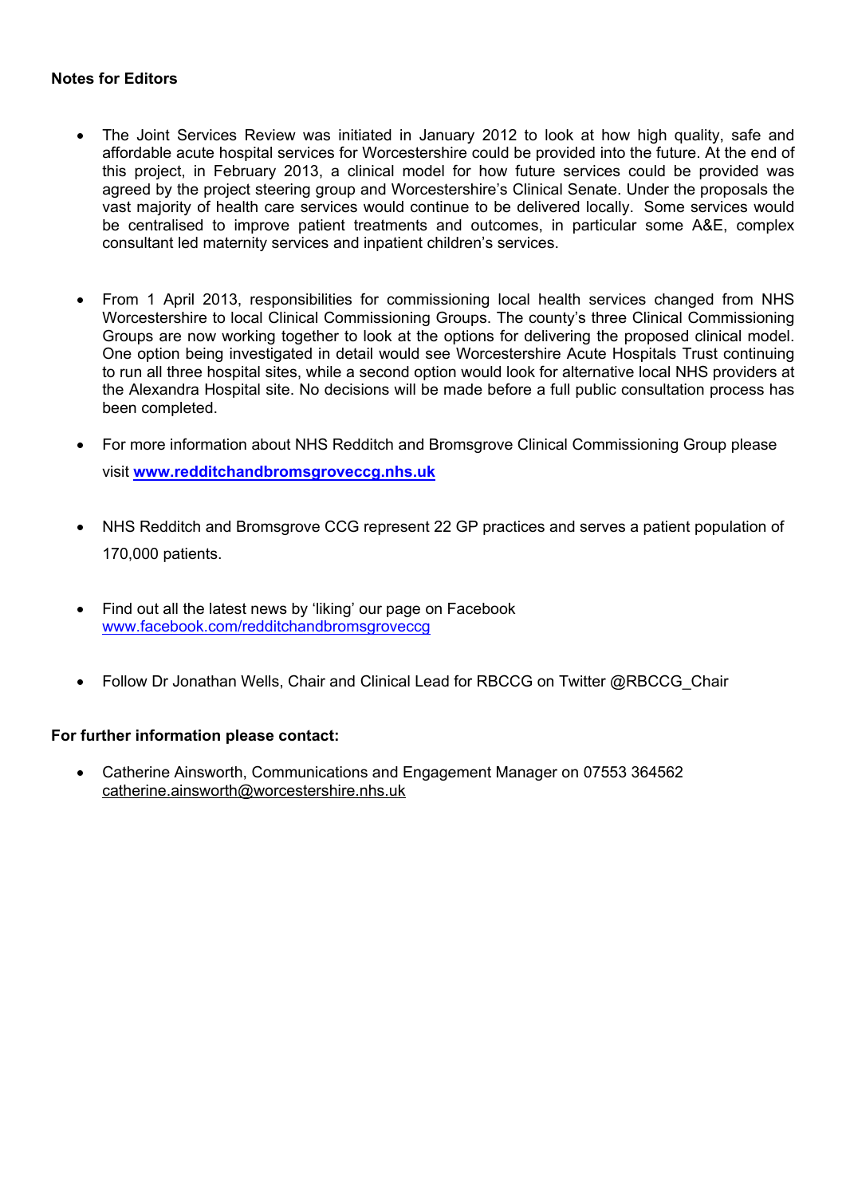**Notes for Editors**

- The Joint Services Review was initiated in January 2012 to look at how high quality, safe and affordable acute hospital services for Worcestershire could be provided into the future. At the end of this project, in February 2013, a clinical model for how future services could be provided was agreed by the project steering group and Worcestershire's Clinical Senate. Under the proposals the vast majority of health care services would continue to be delivered locally. Some services would be centralised to improve patient treatments and outcomes, in particular some A&E, complex consultant led maternity services and inpatient children's services.

- From 1 April 2013, responsibilities for commissioning local health services changed from NHS Worcestershire to local Clinical Commissioning Groups. The county's three Clinical Commissioning Groups are now working together to look at the options for delivering the proposed clinical model. One option being investigated in detail would see Worcestershire Acute Hospitals Trust continuing to run all three hospital sites, while a second option would look for alternative local NHS providers at the Alexandra Hospital site. No decisions will be made before a full public consultation process has been completed.

- For more information about NHS Redditch and Bromsgrove Clinical Commissioning Group please visit **www.redditchandbromsgroveccg.nhs.uk**

- NHS Redditch and Bromsgrove CCG represent 22 GP practices and serves a patient population of 170,000 patients.

- Find out all the latest news by 'liking' our page on Facebook www.facebook.com/redditchandbromsgroveccg

- Follow Dr Jonathan Wells, Chair and Clinical Lead for RBCCG on Twitter @RBCCG_Chair

**For further information please contact:**

- Catherine Ainsworth, Communications and Engagement Manager on 07553 364562 catherine.ainsworth@worcestershire.nhs.uk